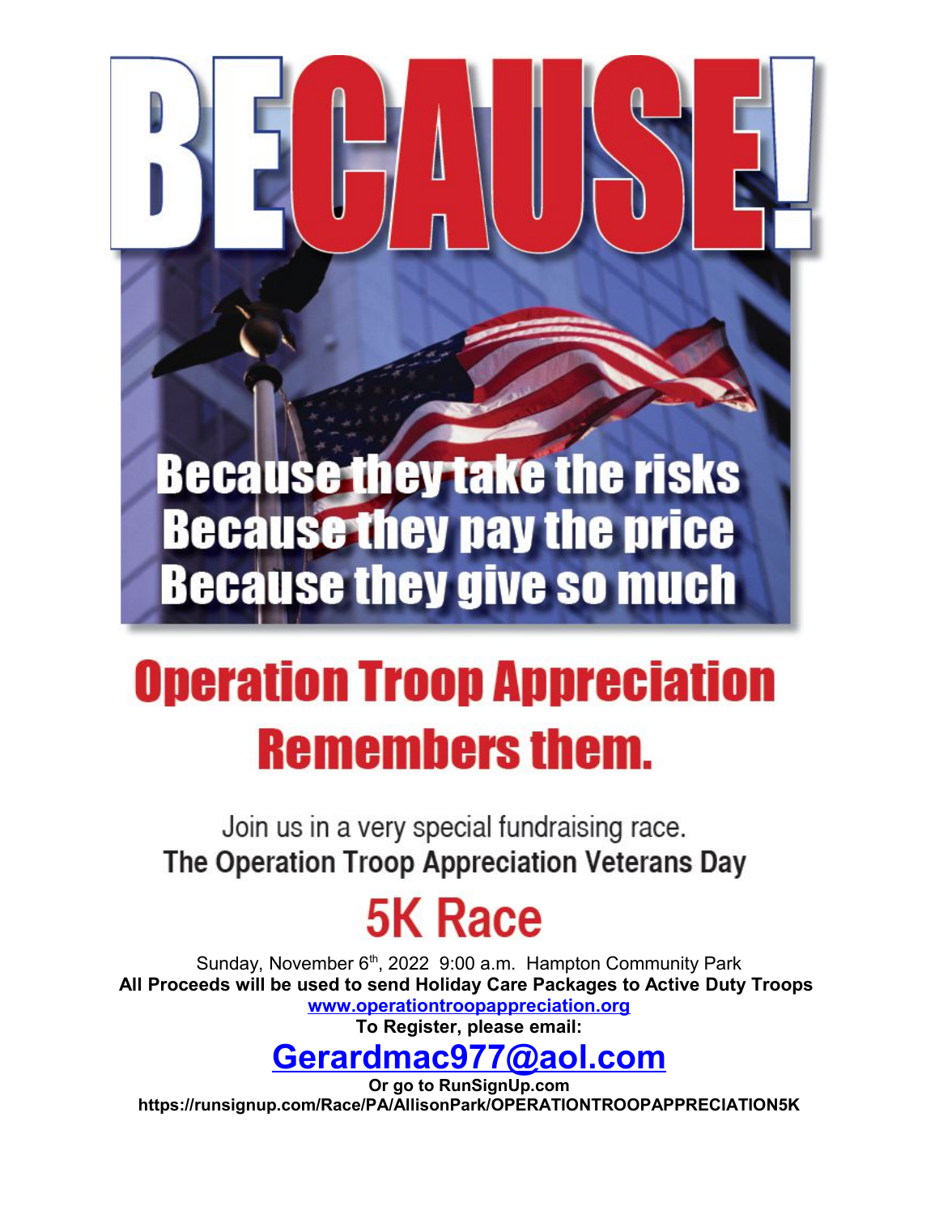# BECAUSE!

Because they take the risks
Because they pay the price
Because they give so much

## Operation Troop Appreciation Remembers them.

Join us in a very special fundraising race.

**The Operation Troop Appreciation Veterans Day**

## 5K Race

Sunday, November 6th, 2022 9:00 a.m. Hampton Community Park

**All Proceeds will be used to send Holiday Care Packages to Active Duty Troops**

**www.operationtroopappreciation.org**

**To Register, please email:**

## Gerardmac977@aol.com

**Or go to RunSignUp.com**

**https://runsignup.com/Race/PA/AllisonPark/OPERATIONTROOPAPPRECIATION5K**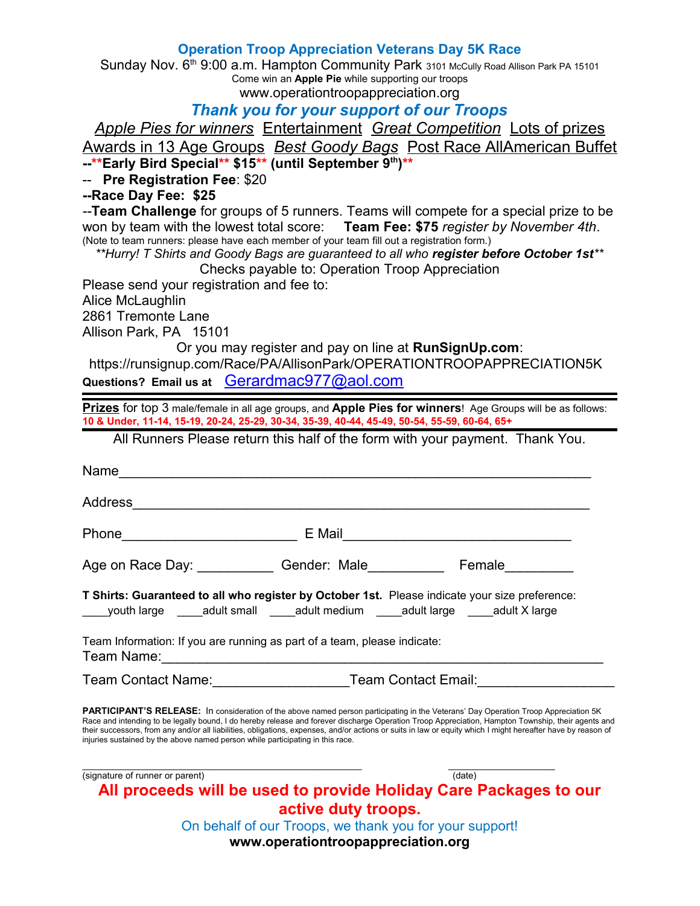## Operation Troop Appreciation Veterans Day 5K Race

Sunday Nov. 6th 9:00 a.m. Hampton Community Park 3101 McCully Road Allison Park PA 15101

Come win an **Apple Pie** while supporting our troops

www.operationtroopappreciation.org

### *Thank you for your support of our Troops*

*Apple Pies for winners* Entertainment *Great Competition* Lots of prizes

Awards in 13 Age Groups *Best Goody Bags* Post Race AllAmerican Buffet

**--**Early Bird Special** $15** (until September 9th)****

-- **Pre Registration Fee**: $20

**--Race Day Fee: $25**

--**Team Challenge** for groups of 5 runners. Teams will compete for a special prize to be won by team with the lowest total score: **Team Fee: $75** *register by November 4th*.

(Note to team runners: please have each member of your team fill out a registration form.)

***Hurry! T Shirts and Goody Bags are guaranteed to all who **register before October 1st*****

Checks payable to: Operation Troop Appreciation

Please send your registration and fee to:

Alice McLaughlin
2861 Tremonte Lane
Allison Park, PA 15101

Or you may register and pay on line at **RunSignUp.com**:
https://runsignup.com/Race/PA/AllisonPark/OPERATIONTROOPAPPRECIATION5K

**Questions? Email us at** Gerardmac977@aol.com

---

**Prizes** for top 3 male/female in all age groups, and **Apple Pies for winners**! Age Groups will be as follows:
**10 & Under, 11-14, 15-19, 20-24, 25-29, 30-34, 35-39, 40-44, 45-49, 50-54, 55-59, 60-64, 65+**

---

All Runners Please return this half of the form with your payment. Thank You.

Name_______________________________________________________________

Address_____________________________________________________________

Phone________________________ E Mail_______________________________

Age on Race Day: __________ Gender: Male__________ Female_________

**T Shirts: Guaranteed to all who register by October 1st.** Please indicate your size preference:
____youth large ____adult small ____adult medium ____adult large ____adult X large

Team Information: If you are running as part of a team, please indicate:
Team Name:__________________________________________________________

Team Contact Name:__________________Team Contact Email:__________________

**PARTICIPANT'S RELEASE:** In consideration of the above named person participating in the Veterans' Day Operation Troop Appreciation 5K Race and intending to be legally bound, I do hereby release and forever discharge Operation Troop Appreciation, Hampton Township, their agents and their successors, from any and/or all liabilities, obligations, expenses, and/or actions or suits in law or equity which I might hereafter have by reason of injuries sustained by the above named person while participating in this race.

_______________________________________________ ____________________
(signature of runner or parent) (date)

**All proceeds will be used to provide Holiday Care Packages to our active duty troops.**

On behalf of our Troops, we thank you for your support!

**www.operationtroopappreciation.org**